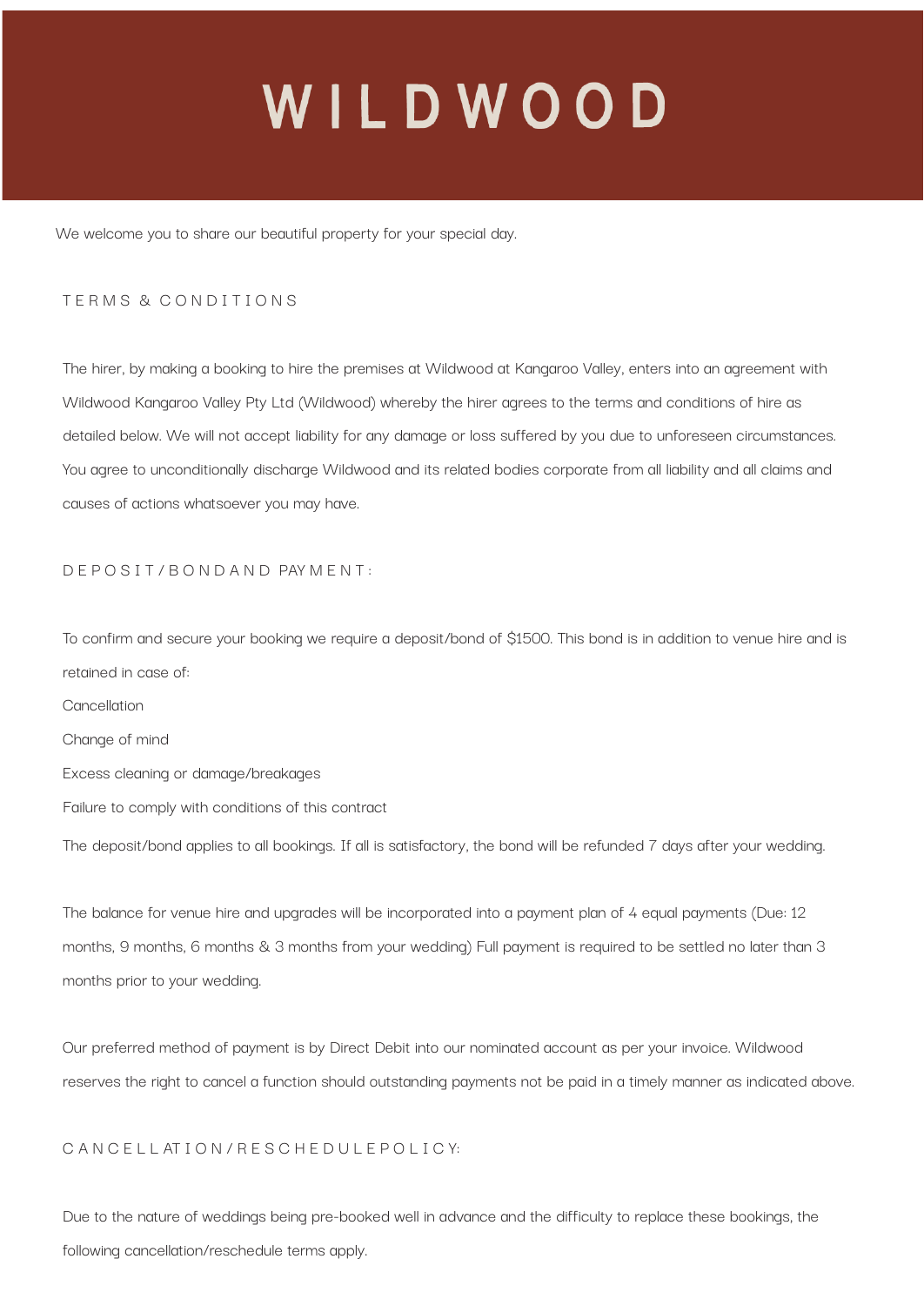# WILDWOOD

We welcome you to share our beautiful property for your special day.

## TERMS & CONDITIONS

The hirer, by making a booking to hire the premises at Wildwood at Kangaroo Valley, enters into an agreement with Wildwood Kangaroo Valley Pty Ltd (Wildwood) whereby the hirer agrees to the terms and conditions of hire as detailed below. We will not accept liability for any damage or loss suffered by you due to unforeseen circumstances. You agree to unconditionally discharge Wildwood and its related bodies corporate from all liability and all claims and causes of actions whatsoever you may have.

## DEPOSIT/BOND AND PAYMENT:

To confirm and secure your booking we require a deposit/bond of $1500. This bond is in addition to venue hire and is retained in case of:

Cancellation

Change of mind

Excess cleaning or damage/breakages

Failure to comply with conditions of this contract

The deposit/bond applies to all bookings. If all is satisfactory, the bond will be refunded 7 days after your wedding.

The balance for venue hire and upgrades will be incorporated into a payment plan of 4 equal payments (Due: 12 months, 9 months, 6 months & 3 months from your wedding) Full payment is required to be settled no later than 3 months prior to your wedding.

Our preferred method of payment is by Direct Debit into our nominated account as per your invoice. Wildwood reserves the right to cancel a function should outstanding payments not be paid in a timely manner as indicated above.

## CANCELLATION/RESCHEDULE POLICY:

Due to the nature of weddings being pre-booked well in advance and the difficulty to replace these bookings, the following cancellation/reschedule terms apply.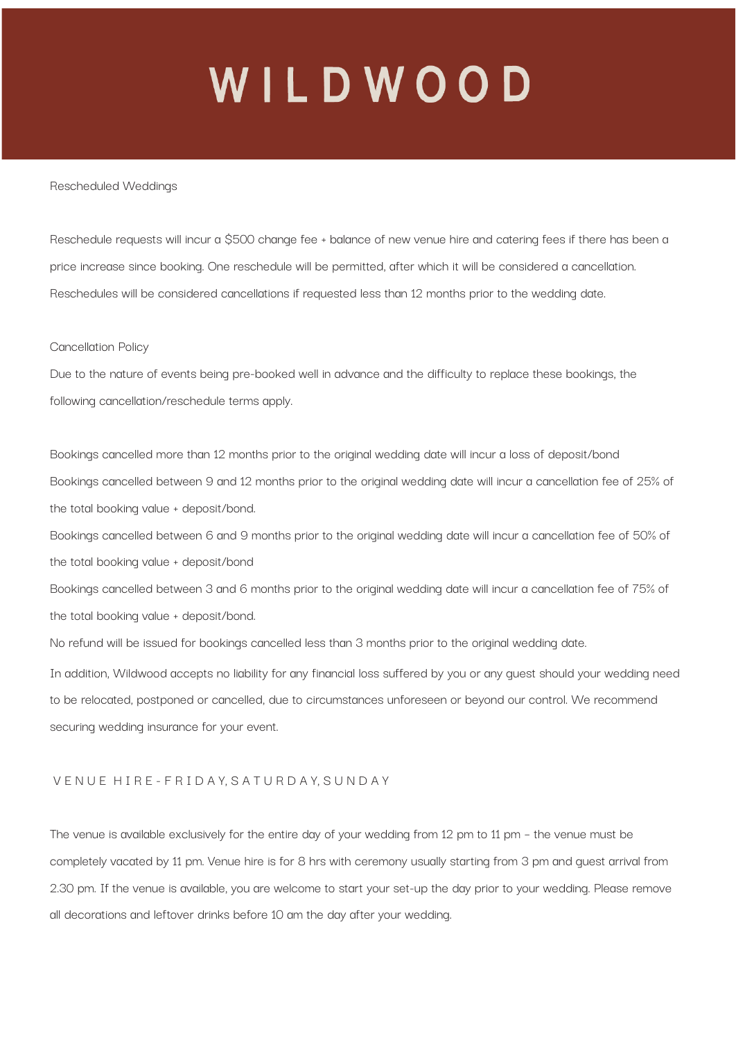# WILDWOOD

## Rescheduled Weddings

Reschedule requests will incur a $500 change fee + balance of new venue hire and catering fees if there has been a price increase since booking. One reschedule will be permitted, after which it will be considered a cancellation. Reschedules will be considered cancellations if requested less than 12 months prior to the wedding date.

## Cancellation Policy

Due to the nature of events being pre-booked well in advance and the difficulty to replace these bookings, the following cancellation/reschedule terms apply.

Bookings cancelled more than 12 months prior to the original wedding date will incur a loss of deposit/bond

Bookings cancelled between 9 and 12 months prior to the original wedding date will incur a cancellation fee of 25% of the total booking value + deposit/bond.

Bookings cancelled between 6 and 9 months prior to the original wedding date will incur a cancellation fee of 50% of the total booking value + deposit/bond

Bookings cancelled between 3 and 6 months prior to the original wedding date will incur a cancellation fee of 75% of the total booking value + deposit/bond.

No refund will be issued for bookings cancelled less than 3 months prior to the original wedding date.

In addition, Wildwood accepts no liability for any financial loss suffered by you or any guest should your wedding need to be relocated, postponed or cancelled, due to circumstances unforeseen or beyond our control. We recommend securing wedding insurance for your event.

## VENUE HIRE - FRIDAY, SATURDAY, SUNDAY

The venue is available exclusively for the entire day of your wedding from 12 pm to 11 pm – the venue must be completely vacated by 11 pm. Venue hire is for 8 hrs with ceremony usually starting from 3 pm and guest arrival from 2.30 pm. If the venue is available, you are welcome to start your set-up the day prior to your wedding. Please remove all decorations and leftover drinks before 10 am the day after your wedding.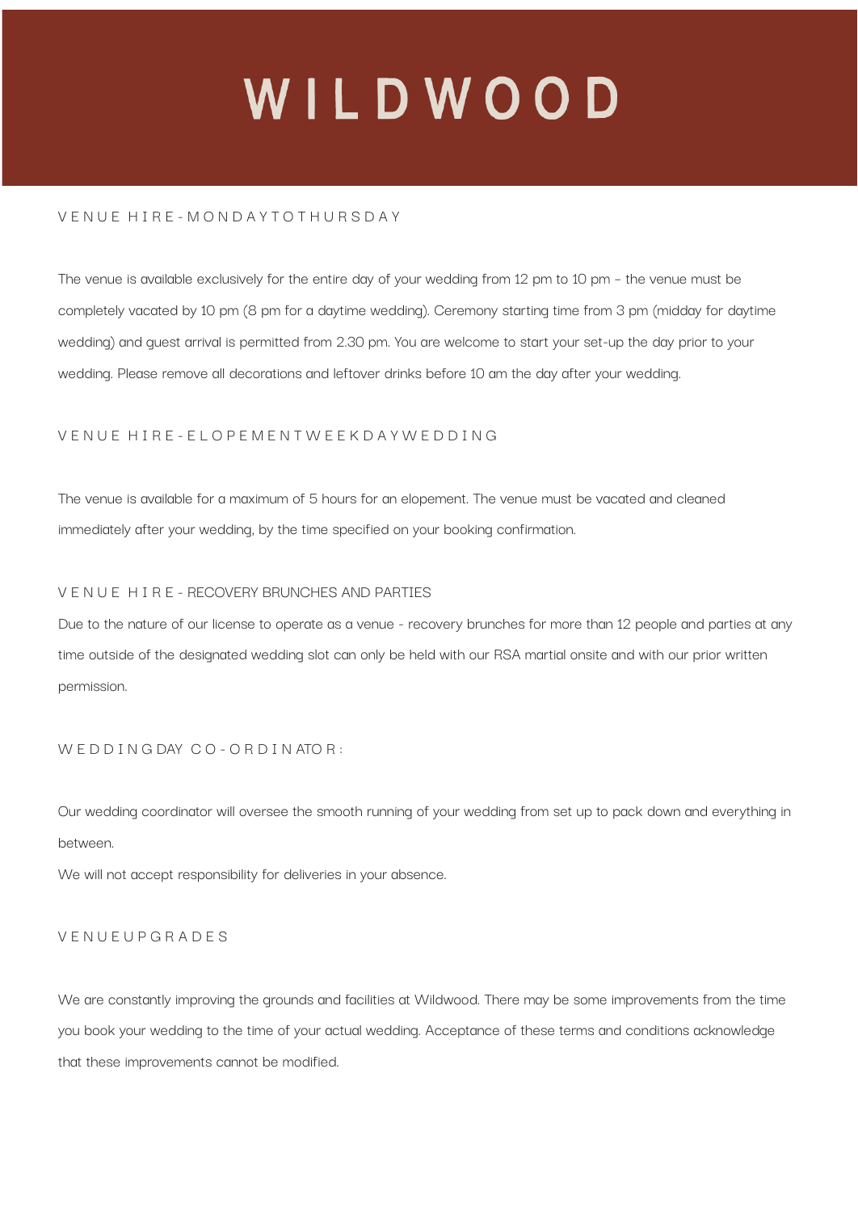# WILDWOOD

## VENUE HIRE - MONDAY TO THURSDAY

The venue is available exclusively for the entire day of your wedding from 12 pm to 10 pm – the venue must be completely vacated by 10 pm (8 pm for a daytime wedding). Ceremony starting time from 3 pm (midday for daytime wedding) and guest arrival is permitted from 2.30 pm. You are welcome to start your set-up the day prior to your wedding. Please remove all decorations and leftover drinks before 10 am the day after your wedding.

## VENUE HIRE - ELOPEMENT WEEKDAY WEDDING

The venue is available for a maximum of 5 hours for an elopement. The venue must be vacated and cleaned immediately after your wedding, by the time specified on your booking confirmation.

## VENUE HIRE - RECOVERY BRUNCHES AND PARTIES

Due to the nature of our license to operate as a venue - recovery brunches for more than 12 people and parties at any time outside of the designated wedding slot can only be held with our RSA martial onsite and with our prior written permission.

## WEDDING DAY CO-ORDINATOR:

Our wedding coordinator will oversee the smooth running of your wedding from set up to pack down and everything in between.

We will not accept responsibility for deliveries in your absence.

## VENUE UPGRADES

We are constantly improving the grounds and facilities at Wildwood. There may be some improvements from the time you book your wedding to the time of your actual wedding. Acceptance of these terms and conditions acknowledge that these improvements cannot be modified.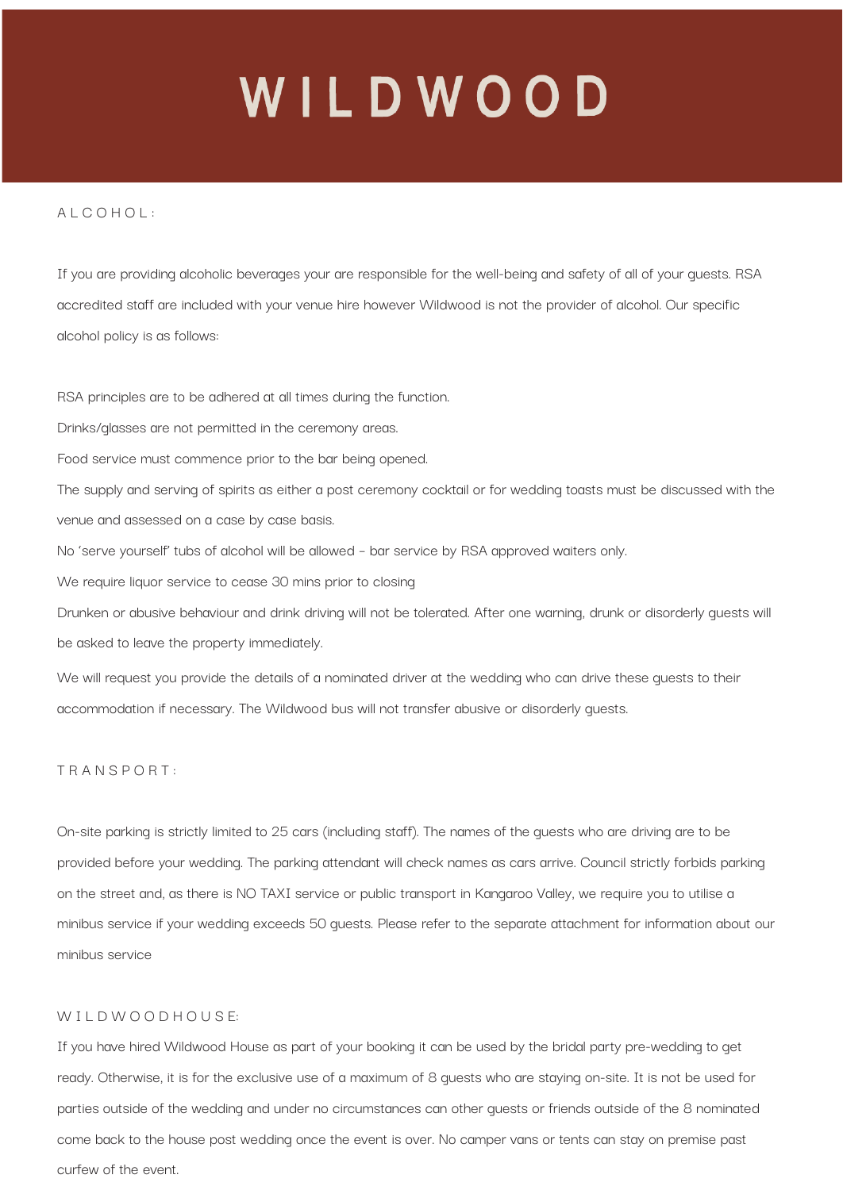# WILDWOOD

## ALCOHOL:

If you are providing alcoholic beverages your are responsible for the well-being and safety of all of your guests. RSA accredited staff are included with your venue hire however Wildwood is not the provider of alcohol. Our specific alcohol policy is as follows:

RSA principles are to be adhered at all times during the function.

Drinks/glasses are not permitted in the ceremony areas.

Food service must commence prior to the bar being opened.

The supply and serving of spirits as either a post ceremony cocktail or for wedding toasts must be discussed with the venue and assessed on a case by case basis.

No 'serve yourself' tubs of alcohol will be allowed - bar service by RSA approved waiters only.

We require liquor service to cease 30 mins prior to closing

Drunken or abusive behaviour and drink driving will not be tolerated. After one warning, drunk or disorderly guests will be asked to leave the property immediately.

We will request you provide the details of a nominated driver at the wedding who can drive these guests to their accommodation if necessary. The Wildwood bus will not transfer abusive or disorderly guests.

## TRANSPORT:

On-site parking is strictly limited to 25 cars (including staff). The names of the guests who are driving are to be provided before your wedding. The parking attendant will check names as cars arrive. Council strictly forbids parking on the street and, as there is NO TAXI service or public transport in Kangaroo Valley, we require you to utilise a minibus service if your wedding exceeds 50 guests. Please refer to the separate attachment for information about our minibus service

## WILDWOODHOUSE:

If you have hired Wildwood House as part of your booking it can be used by the bridal party pre-wedding to get ready. Otherwise, it is for the exclusive use of a maximum of 8 guests who are staying on-site. It is not be used for parties outside of the wedding and under no circumstances can other guests or friends outside of the 8 nominated come back to the house post wedding once the event is over. No camper vans or tents can stay on premise past curfew of the event.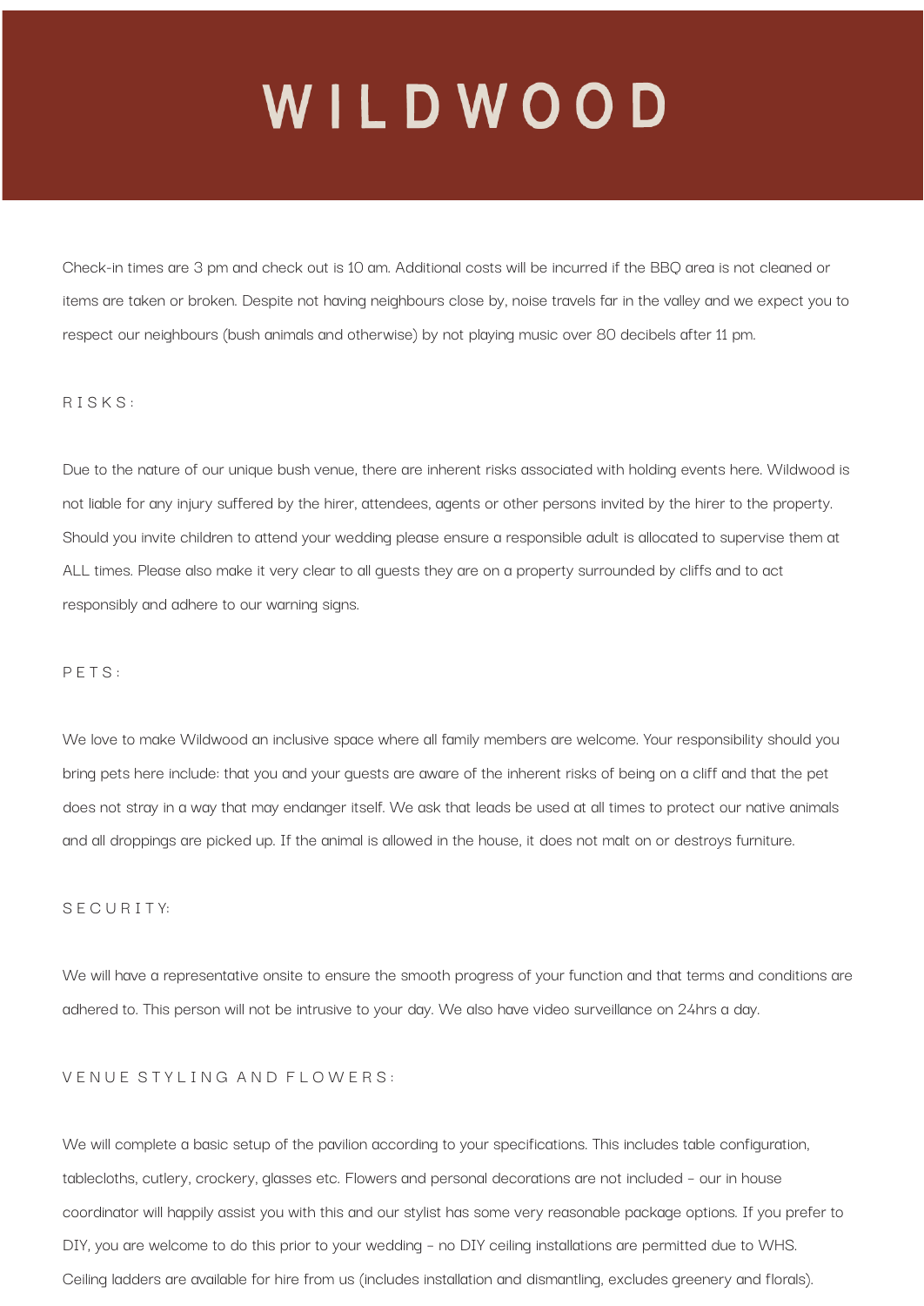# WILDWOOD

Check-in times are 3 pm and check out is 10 am. Additional costs will be incurred if the BBQ area is not cleaned or items are taken or broken. Despite not having neighbours close by, noise travels far in the valley and we expect you to respect our neighbours (bush animals and otherwise) by not playing music over 80 decibels after 11 pm.

## RISKS:

Due to the nature of our unique bush venue, there are inherent risks associated with holding events here. Wildwood is not liable for any injury suffered by the hirer, attendees, agents or other persons invited by the hirer to the property. Should you invite children to attend your wedding please ensure a responsible adult is allocated to supervise them at ALL times. Please also make it very clear to all guests they are on a property surrounded by cliffs and to act responsibly and adhere to our warning signs.

## PETS:

We love to make Wildwood an inclusive space where all family members are welcome. Your responsibility should you bring pets here include: that you and your guests are aware of the inherent risks of being on a cliff and that the pet does not stray in a way that may endanger itself. We ask that leads be used at all times to protect our native animals and all droppings are picked up. If the animal is allowed in the house, it does not malt on or destroys furniture.

## SECURITY:

We will have a representative onsite to ensure the smooth progress of your function and that terms and conditions are adhered to. This person will not be intrusive to your day. We also have video surveillance on 24hrs a day.

## VENUE STYLING AND FLOWERS:

We will complete a basic setup of the pavilion according to your specifications. This includes table configuration, tablecloths, cutlery, crockery, glasses etc. Flowers and personal decorations are not included - our in house coordinator will happily assist you with this and our stylist has some very reasonable package options. If you prefer to DIY, you are welcome to do this prior to your wedding - no DIY ceiling installations are permitted due to WHS. Ceiling ladders are available for hire from us (includes installation and dismantling, excludes greenery and florals).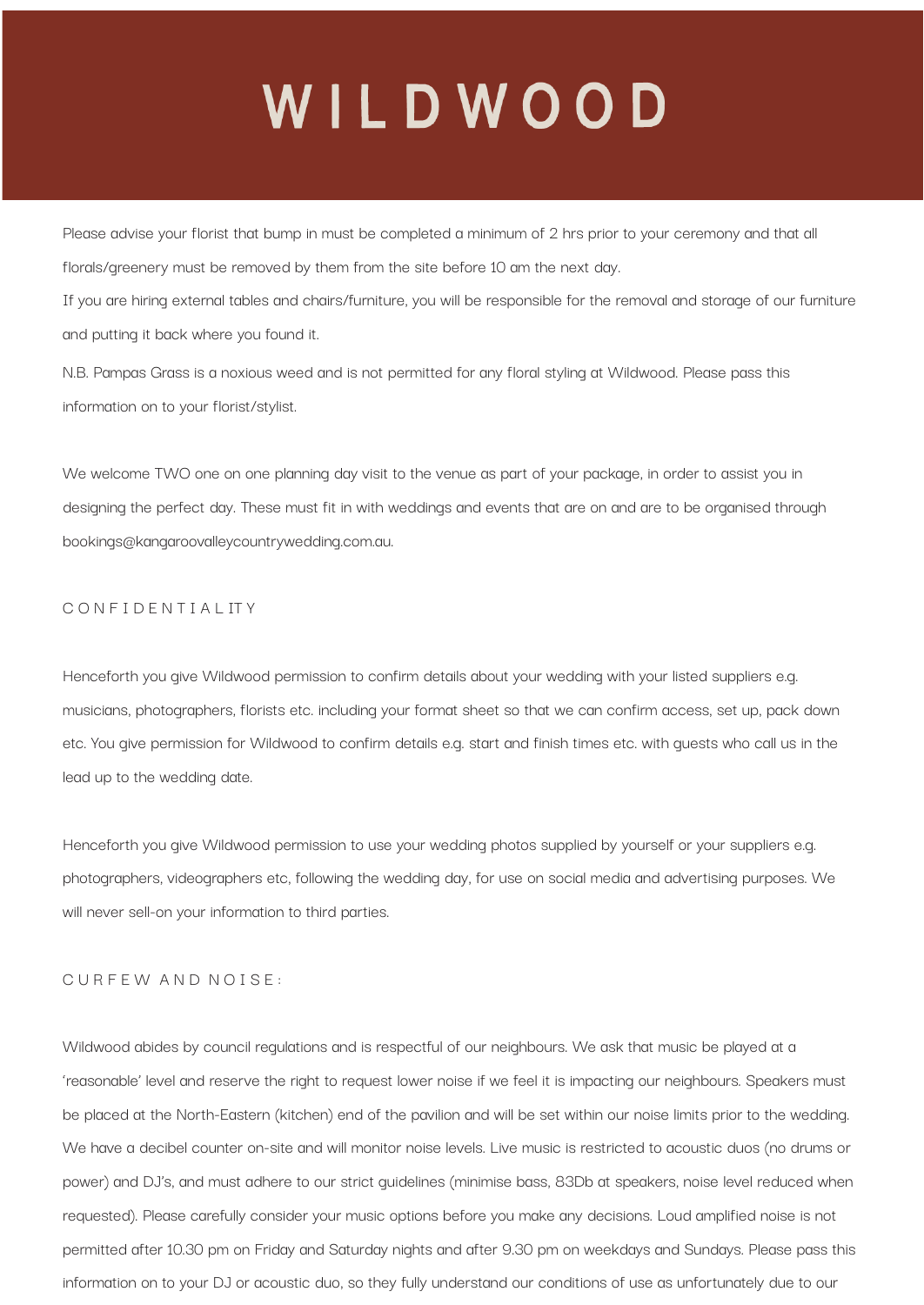# WILDWOOD

Please advise your florist that bump in must be completed a minimum of 2 hrs prior to your ceremony and that all florals/greenery must be removed by them from the site before 10 am the next day.

If you are hiring external tables and chairs/furniture, you will be responsible for the removal and storage of our furniture and putting it back where you found it.

N.B. Pampas Grass is a noxious weed and is not permitted for any floral styling at Wildwood. Please pass this information on to your florist/stylist.

We welcome TWO one on one planning day visit to the venue as part of your package, in order to assist you in designing the perfect day. These must fit in with weddings and events that are on and are to be organised through bookings@kangaroovalleycountrywedding.com.au.

## CONFIDENTIALITY

Henceforth you give Wildwood permission to confirm details about your wedding with your listed suppliers e.g. musicians, photographers, florists etc. including your format sheet so that we can confirm access, set up, pack down etc. You give permission for Wildwood to confirm details e.g. start and finish times etc. with guests who call us in the lead up to the wedding date.

Henceforth you give Wildwood permission to use your wedding photos supplied by yourself or your suppliers e.g. photographers, videographers etc, following the wedding day, for use on social media and advertising purposes. We will never sell-on your information to third parties.

## CURFEW AND NOISE:

Wildwood abides by council regulations and is respectful of our neighbours. We ask that music be played at a 'reasonable' level and reserve the right to request lower noise if we feel it is impacting our neighbours. Speakers must be placed at the North-Eastern (kitchen) end of the pavilion and will be set within our noise limits prior to the wedding. We have a decibel counter on-site and will monitor noise levels. Live music is restricted to acoustic duos (no drums or power) and DJ's, and must adhere to our strict guidelines (minimise bass, 83Db at speakers, noise level reduced when requested). Please carefully consider your music options before you make any decisions. Loud amplified noise is not permitted after 10.30 pm on Friday and Saturday nights and after 9.30 pm on weekdays and Sundays. Please pass this information on to your DJ or acoustic duo, so they fully understand our conditions of use as unfortunately due to our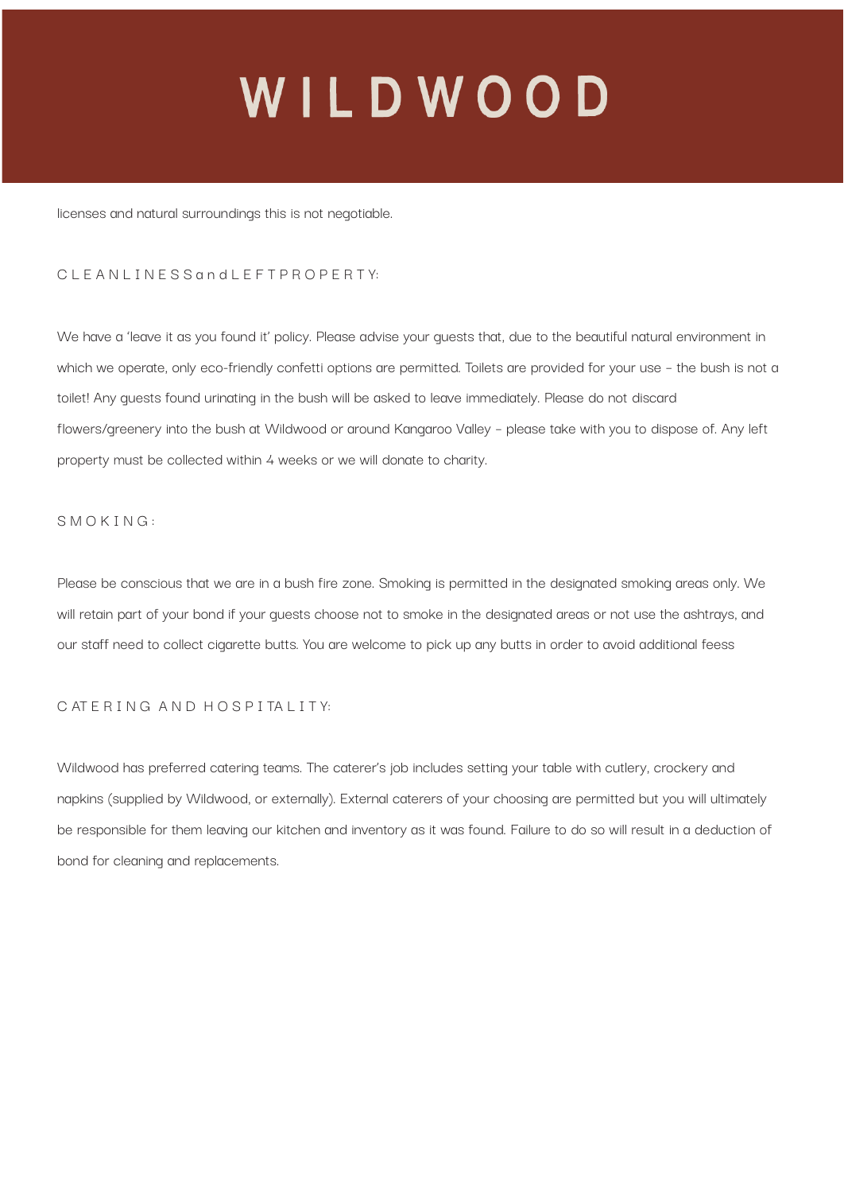licenses and natural surroundings this is not negotiable.

### CLEANLINESS and LEFT PROPERTY:

We have a 'leave it as you found it' policy. Please advise your guests that, due to the beautiful natural environment in which we operate, only eco-friendly confetti options are permitted. Toilets are provided for your use - the bush is not a toilet! Any guests found urinating in the bush will be asked to leave immediately. Please do not discard flowers/greenery into the bush at Wildwood or around Kangaroo Valley - please take with you to dispose of. Any left property must be collected within 4 weeks or we will donate to charity.

### SMOKING:

Please be conscious that we are in a bush fire zone. Smoking is permitted in the designated smoking areas only. We will retain part of your bond if your guests choose not to smoke in the designated areas or not use the ashtrays, and our staff need to collect cigarette butts. You are welcome to pick up any butts in order to avoid additional feess

### CATERING AND HOSPITALITY:

Wildwood has preferred catering teams. The caterer's job includes setting your table with cutlery, crockery and napkins (supplied by Wildwood, or externally). External caterers of your choosing are permitted but you will ultimately be responsible for them leaving our kitchen and inventory as it was found. Failure to do so will result in a deduction of bond for cleaning and replacements.